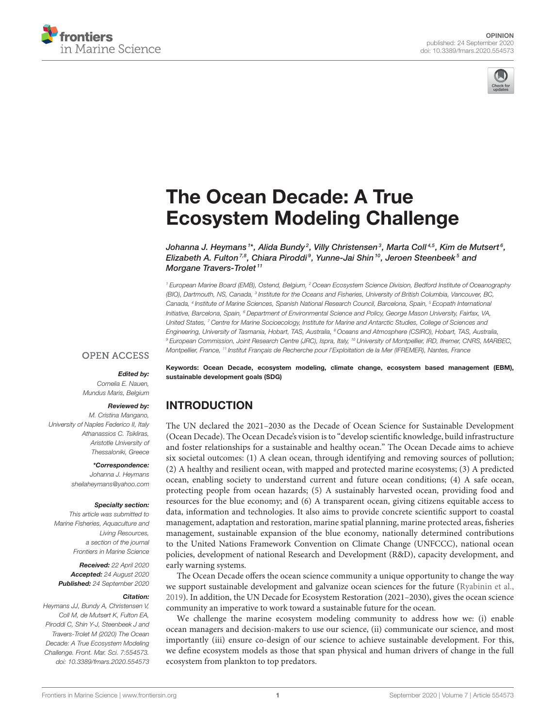OPINION
published: 24 September 2020
doi: 10.3389/fmars.2020.554573

# The Ocean Decade: A True Ecosystem Modeling Challenge

*Johanna J. Heymans[1]\*, Alida Bundy[2], Villy Christensen[3], Marta Coll[4,5], Kim de Mutsert[6], Elizabeth A. Fulton[7,8], Chiara Piroddi[9], Yunne-Jai Shin[10], Jeroen Steenbeek[5] and Morgane Travers-Trolet[11]*

[1] European Marine Board (EMB), Ostend, Belgium, [2] Ocean Ecosystem Science Division, Bedford Institute of Oceanography (BIO), Dartmouth, NS, Canada, [3] Institute for the Oceans and Fisheries, University of British Columbia, Vancouver, BC, Canada, [4] Institute of Marine Sciences, Spanish National Research Council, Barcelona, Spain, [5] Ecopath International Initiative, Barcelona, Spain, [6] Department of Environmental Science and Policy, George Mason University, Fairfax, VA, United States, [7] Centre for Marine Socioecology, Institute for Marine and Antarctic Studies, College of Sciences and Engineering, University of Tasmania, Hobart, TAS, Australia, [8] Oceans and Atmosphere (CSIRO), Hobart, TAS, Australia, [9] European Commission, Joint Research Centre (JRC), Ispra, Italy, [10] University of Montpellier, IRD, Ifremer, CNRS, MARBEC, Montpellier, France, [11] Institut Français de Recherche pour l'Exploitation de la Mer (IFREMER), Nantes, France

OPEN ACCESS

***Edited by:***
Cornelia E. Nauen,
Mundus Maris, Belgium

***Reviewed by:***
M. Cristina Mangano,
University of Naples Federico II, Italy
Athanassios C. Tsikliras,
Aristotle University of Thessaloniki, Greece

***\*Correspondence:***
Johanna J. Heymans
sheilaheymans@yahoo.com

***Specialty section:***
This article was submitted to Marine Fisheries, Aquaculture and Living Resources, a section of the journal Frontiers in Marine Science

***Received:*** 22 April 2020
***Accepted:*** 24 August 2020
***Published:*** 24 September 2020

***Citation:***
Heymans JJ, Bundy A, Christensen V, Coll M, de Mutsert K, Fulton EA, Piroddi C, Shin Y-J, Steenbeek J and Travers-Trolet M (2020) The Ocean Decade: A True Ecosystem Modeling Challenge. Front. Mar. Sci. 7:554573. doi: 10.3389/fmars.2020.554573

**Keywords: Ocean Decade, ecosystem modeling, climate change, ecosystem based management (EBM), sustainable development goals (SDG)**

## INTRODUCTION

The UN declared the 2021–2030 as the Decade of Ocean Science for Sustainable Development (Ocean Decade). The Ocean Decade's vision is to "develop scientific knowledge, build infrastructure and foster relationships for a sustainable and healthy ocean." The Ocean Decade aims to achieve six societal outcomes: (1) A clean ocean, through identifying and removing sources of pollution; (2) A healthy and resilient ocean, with mapped and protected marine ecosystems; (3) A predicted ocean, enabling society to understand current and future ocean conditions; (4) A safe ocean, protecting people from ocean hazards; (5) A sustainably harvested ocean, providing food and resources for the blue economy; and (6) A transparent ocean, giving citizens equitable access to data, information and technologies. It also aims to provide concrete scientific support to coastal management, adaptation and restoration, marine spatial planning, marine protected areas, fisheries management, sustainable expansion of the blue economy, nationally determined contributions to the United Nations Framework Convention on Climate Change (UNFCCC), national ocean policies, development of national Research and Development (R&D), capacity development, and early warning systems.

The Ocean Decade offers the ocean science community a unique opportunity to change the way we support sustainable development and galvanize ocean sciences for the future (Ryabinin et al., 2019). In addition, the UN Decade for Ecosystem Restoration (2021–2030), gives the ocean science community an imperative to work toward a sustainable future for the ocean.

We challenge the marine ecosystem modeling community to address how we: (i) enable ocean managers and decision-makers to use our science, (ii) communicate our science, and most importantly (iii) ensure co-design of our science to achieve sustainable development. For this, we define ecosystem models as those that span physical and human drivers of change in the full ecosystem from plankton to top predators.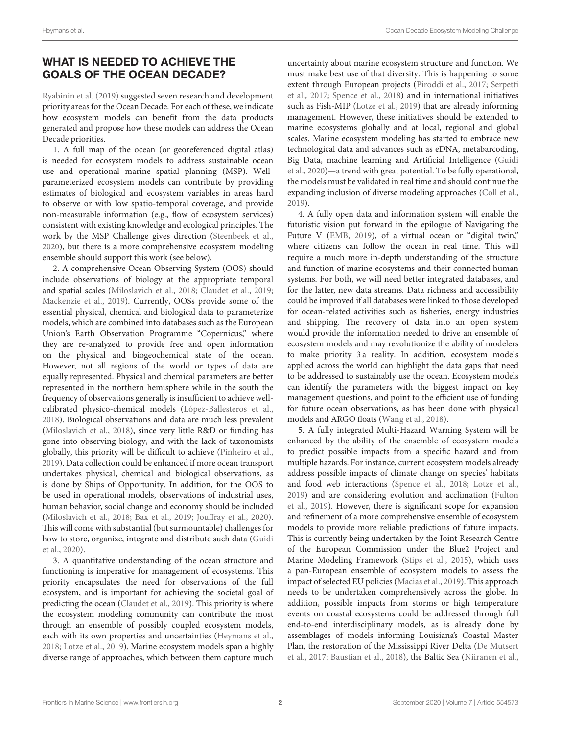## WHAT IS NEEDED TO ACHIEVE THE GOALS OF THE OCEAN DECADE?

Ryabinin et al. (2019) suggested seven research and development priority areas for the Ocean Decade. For each of these, we indicate how ecosystem models can benefit from the data products generated and propose how these models can address the Ocean Decade priorities.

1. A full map of the ocean (or georeferenced digital atlas) is needed for ecosystem models to address sustainable ocean use and operational marine spatial planning (MSP). Well-parameterized ecosystem models can contribute by providing estimates of biological and ecosystem variables in areas hard to observe or with low spatio-temporal coverage, and provide non-measurable information (e.g., flow of ecosystem services) consistent with existing knowledge and ecological principles. The work by the MSP Challenge gives direction (Steenbeek et al., 2020), but there is a more comprehensive ecosystem modeling ensemble should support this work (see below).

2. A comprehensive Ocean Observing System (OOS) should include observations of biology at the appropriate temporal and spatial scales (Miloslavich et al., 2018; Claudet et al., 2019; Mackenzie et al., 2019). Currently, OOSs provide some of the essential physical, chemical and biological data to parameterize models, which are combined into databases such as the European Union's Earth Observation Programme "Copernicus," where they are re-analyzed to provide free and open information on the physical and biogeochemical state of the ocean. However, not all regions of the world or types of data are equally represented. Physical and chemical parameters are better represented in the northern hemisphere while in the south the frequency of observations generally is insufficient to achieve well-calibrated physico-chemical models (López-Ballesteros et al., 2018). Biological observations and data are much less prevalent (Miloslavich et al., 2018), since very little R&D or funding has gone into observing biology, and with the lack of taxonomists globally, this priority will be difficult to achieve (Pinheiro et al., 2019). Data collection could be enhanced if more ocean transport undertakes physical, chemical and biological observations, as is done by Ships of Opportunity. In addition, for the OOS to be used in operational models, observations of industrial uses, human behavior, social change and economy should be included (Miloslavich et al., 2018; Bax et al., 2019; Jouffray et al., 2020). This will come with substantial (but surmountable) challenges for how to store, organize, integrate and distribute such data (Guidi et al., 2020).

3. A quantitative understanding of the ocean structure and functioning is imperative for management of ecosystems. This priority encapsulates the need for observations of the full ecosystem, and is important for achieving the societal goal of predicting the ocean (Claudet et al., 2019). This priority is where the ecosystem modeling community can contribute the most through an ensemble of possibly coupled ecosystem models, each with its own properties and uncertainties (Heymans et al., 2018; Lotze et al., 2019). Marine ecosystem models span a highly diverse range of approaches, which between them capture much uncertainty about marine ecosystem structure and function. We must make best use of that diversity. This is happening to some extent through European projects (Piroddi et al., 2017; Serpetti et al., 2017; Spence et al., 2018) and in international initiatives such as Fish-MIP (Lotze et al., 2019) that are already informing management. However, these initiatives should be extended to marine ecosystems globally and at local, regional and global scales. Marine ecosystem modeling has started to embrace new technological data and advances such as eDNA, metabarcoding, Big Data, machine learning and Artificial Intelligence (Guidi et al., 2020)—a trend with great potential. To be fully operational, the models must be validated in real time and should continue the expanding inclusion of diverse modeling approaches (Coll et al., 2019).

4. A fully open data and information system will enable the futuristic vision put forward in the epilogue of Navigating the Future V (EMB, 2019), of a virtual ocean or "digital twin," where citizens can follow the ocean in real time. This will require a much more in-depth understanding of the structure and function of marine ecosystems and their connected human systems. For both, we will need better integrated databases, and for the latter, new data streams. Data richness and accessibility could be improved if all databases were linked to those developed for ocean-related activities such as fisheries, energy industries and shipping. The recovery of data into an open system would provide the information needed to drive an ensemble of ecosystem models and may revolutionize the ability of modelers to make priority 3 a reality. In addition, ecosystem models applied across the world can highlight the data gaps that need to be addressed to sustainably use the ocean. Ecosystem models can identify the parameters with the biggest impact on key management questions, and point to the efficient use of funding for future ocean observations, as has been done with physical models and ARGO floats (Wang et al., 2018).

5. A fully integrated Multi-Hazard Warning System will be enhanced by the ability of the ensemble of ecosystem models to predict possible impacts from a specific hazard and from multiple hazards. For instance, current ecosystem models already address possible impacts of climate change on species' habitats and food web interactions (Spence et al., 2018; Lotze et al., 2019) and are considering evolution and acclimation (Fulton et al., 2019). However, there is significant scope for expansion and refinement of a more comprehensive ensemble of ecosystem models to provide more reliable predictions of future impacts. This is currently being undertaken by the Joint Research Centre of the European Commission under the Blue2 Project and Marine Modeling Framework (Stips et al., 2015), which uses a pan-European ensemble of ecosystem models to assess the impact of selected EU policies (Macias et al., 2019). This approach needs to be undertaken comprehensively across the globe. In addition, possible impacts from storms or high temperature events on coastal ecosystems could be addressed through full end-to-end interdisciplinary models, as is already done by assemblages of models informing Louisiana's Coastal Master Plan, the restoration of the Mississippi River Delta (De Mutsert et al., 2017; Baustian et al., 2018), the Baltic Sea (Niiranen et al.,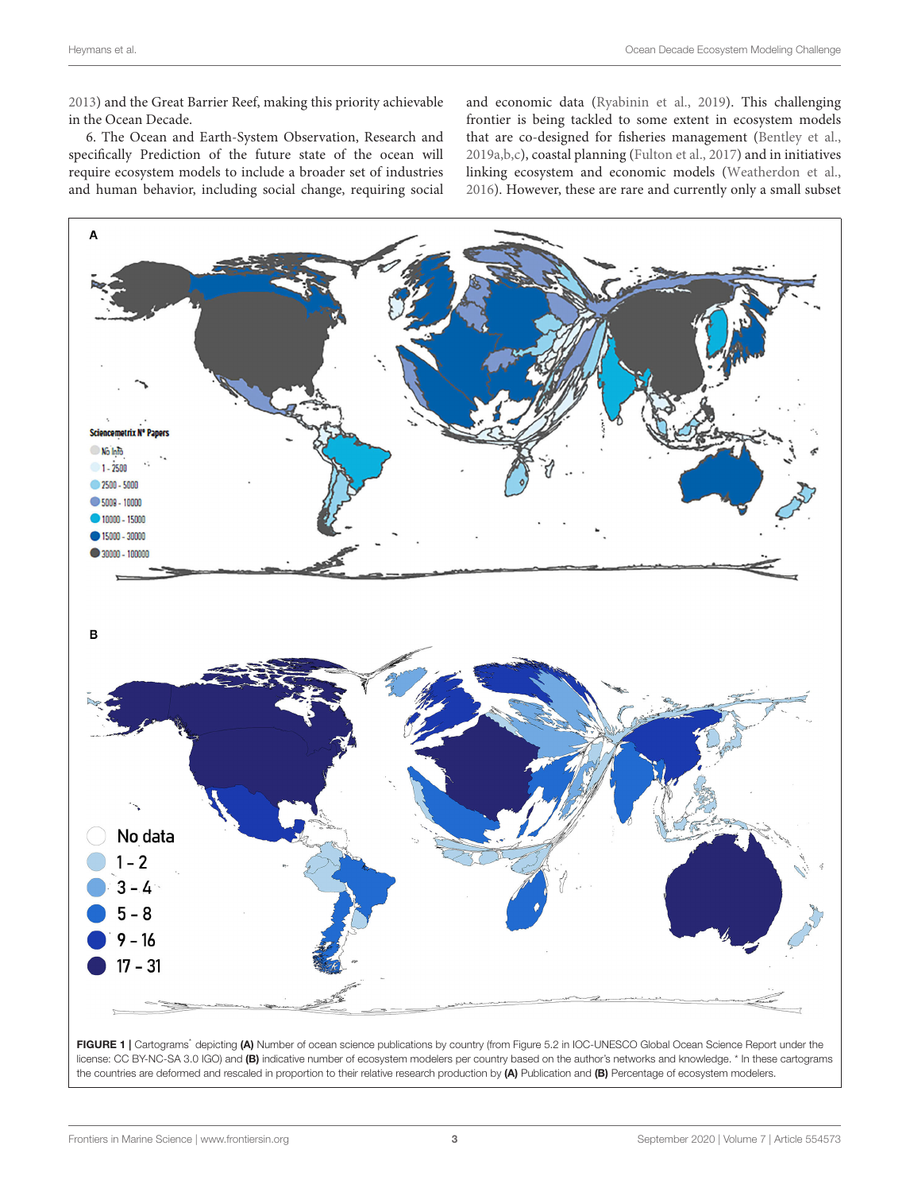2013) and the Great Barrier Reef, making this priority achievable in the Ocean Decade.

6. The Ocean and Earth-System Observation, Research and specifically Prediction of the future state of the ocean will require ecosystem models to include a broader set of industries and human behavior, including social change, requiring social and economic data (Ryabinin et al., 2019). This challenging frontier is being tackled to some extent in ecosystem models that are co-designed for fisheries management (Bentley et al., 2019a,b,c), coastal planning (Fulton et al., 2017) and in initiatives linking ecosystem and economic models (Weatherdon et al., 2016). However, these are rare and currently only a small subset

**FIGURE 1** | Cartograms* depicting **(A)** Number of ocean science publications by country (from Figure 5.2 in IOC-UNESCO Global Ocean Science Report under the license: CC BY-NC-SA 3.0 IGO) and **(B)** indicative number of ecosystem modelers per country based on the author's networks and knowledge. * In these cartograms the countries are deformed and rescaled in proportion to their relative research production by **(A)** Publication and **(B)** Percentage of ecosystem modelers.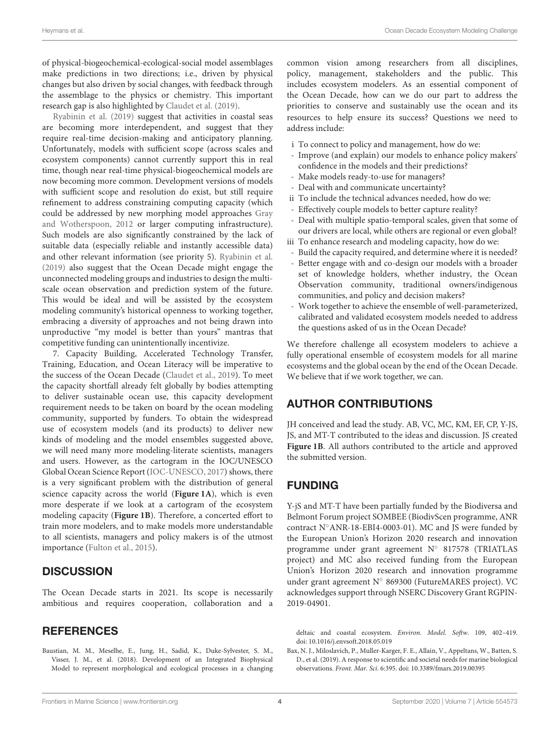of physical-biogeochemical-ecological-social model assemblages make predictions in two directions; i.e., driven by physical changes but also driven by social changes, with feedback through the assemblage to the physics or chemistry. This important research gap is also highlighted by Claudet et al. (2019).

Ryabinin et al. (2019) suggest that activities in coastal seas are becoming more interdependent, and suggest that they require real-time decision-making and anticipatory planning. Unfortunately, models with sufficient scope (across scales and ecosystem components) cannot currently support this in real time, though near real-time physical-biogeochemical models are now becoming more common. Development versions of models with sufficient scope and resolution do exist, but still require refinement to address constraining computing capacity (which could be addressed by new morphing model approaches Gray and Wotherspoon, 2012 or larger computing infrastructure). Such models are also significantly constrained by the lack of suitable data (especially reliable and instantly accessible data) and other relevant information (see priority 5). Ryabinin et al. (2019) also suggest that the Ocean Decade might engage the unconnected modeling groups and industries to design the multi-scale ocean observation and prediction system of the future. This would be ideal and will be assisted by the ecosystem modeling community's historical openness to working together, embracing a diversity of approaches and not being drawn into unproductive "my model is better than yours" mantras that competitive funding can unintentionally incentivize.

7. Capacity Building, Accelerated Technology Transfer, Training, Education, and Ocean Literacy will be imperative to the success of the Ocean Decade (Claudet et al., 2019). To meet the capacity shortfall already felt globally by bodies attempting to deliver sustainable ocean use, this capacity development requirement needs to be taken on board by the ocean modeling community, supported by funders. To obtain the widespread use of ecosystem models (and its products) to deliver new kinds of modeling and the model ensembles suggested above, we will need many more modeling-literate scientists, managers and users. However, as the cartogram in the IOC/UNESCO Global Ocean Science Report (IOC-UNESCO, 2017) shows, there is a very significant problem with the distribution of general science capacity across the world (**Figure 1A**), which is even more desperate if we look at a cartogram of the ecosystem modeling capacity (**Figure 1B**). Therefore, a concerted effort to train more modelers, and to make models more understandable to all scientists, managers and policy makers is of the utmost importance (Fulton et al., 2015).

## DISCUSSION

The Ocean Decade starts in 2021. Its scope is necessarily ambitious and requires cooperation, collaboration and a common vision among researchers from all disciplines, policy, management, stakeholders and the public. This includes ecosystem modelers. As an essential component of the Ocean Decade, how can we do our part to address the priorities to conserve and sustainably use the ocean and its resources to help ensure its success? Questions we need to address include:

i To connect to policy and management, how do we:
- Improve (and explain) our models to enhance policy makers' confidence in the models and their predictions?
- Make models ready-to-use for managers?
- Deal with and communicate uncertainty?

ii To include the technical advances needed, how do we:
- Effectively couple models to better capture reality?
- Deal with multiple spatio-temporal scales, given that some of our drivers are local, while others are regional or even global?

iii To enhance research and modeling capacity, how do we:
- Build the capacity required, and determine where it is needed?
- Better engage with and co-design our models with a broader set of knowledge holders, whether industry, the Ocean Observation community, traditional owners/indigenous communities, and policy and decision makers?
- Work together to achieve the ensemble of well-parameterized, calibrated and validated ecosystem models needed to address the questions asked of us in the Ocean Decade?

We therefore challenge all ecosystem modelers to achieve a fully operational ensemble of ecosystem models for all marine ecosystems and the global ocean by the end of the Ocean Decade. We believe that if we work together, we can.

## AUTHOR CONTRIBUTIONS

JH conceived and lead the study. AB, VC, MC, KM, EF, CP, Y-JS, JS, and MT-T contributed to the ideas and discussion. JS created **Figure 1B**. All authors contributed to the article and approved the submitted version.

## FUNDING

Y-jS and MT-T have been partially funded by the Biodiversa and Belmont Forum project SOMBEE (BiodivScen programme, ANR contract N°ANR-18-EBI4-0003-01). MC and JS were funded by the European Union's Horizon 2020 research and innovation programme under grant agreement N° 817578 (TRIATLAS project) and MC also received funding from the European Union's Horizon 2020 research and innovation programme under grant agreement N° 869300 (FutureMARES project). VC acknowledges support through NSERC Discovery Grant RGPIN-2019-04901.

## REFERENCES

Baustian, M. M., Meselhe, E., Jung, H., Sadid, K., Duke-Sylvester, S. M., Visser, J. M., et al. (2018). Development of an Integrated Biophysical Model to represent morphological and ecological processes in a changing deltaic and coastal ecosystem. *Environ. Model. Softw.* 109, 402–419. doi: 10.1016/j.envsoft.2018.05.019

Bax, N. J., Miloslavich, P., Muller-Karger, F. E., Allain, V., Appeltans, W., Batten, S. D., et al. (2019). A response to scientific and societal needs for marine biological observations. *Front. Mar. Sci.* 6:395. doi: 10.3389/fmars.2019.00395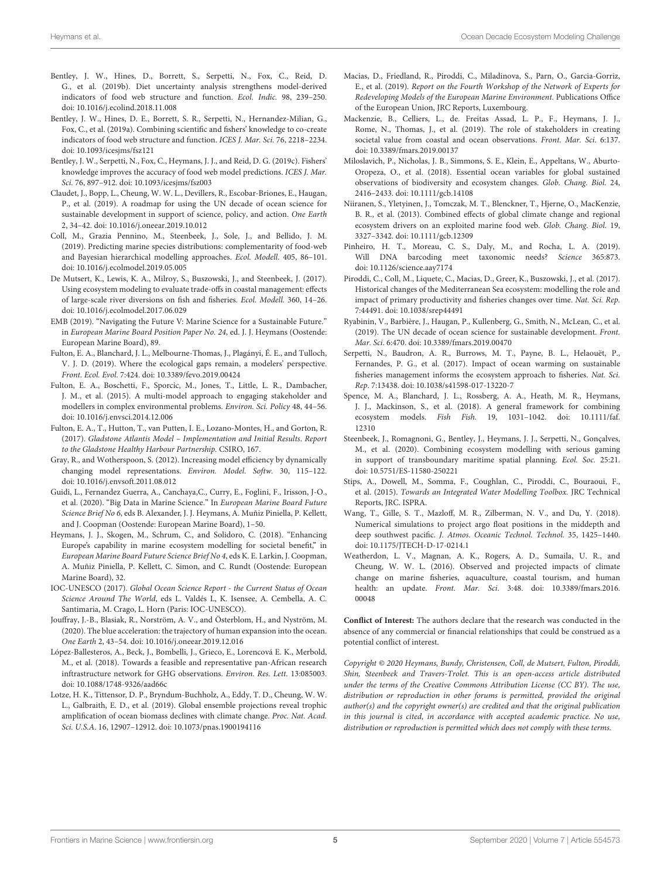Bentley, J. W., Hines, D., Borrett, S., Serpetti, N., Fox, C., Reid, D. G., et al. (2019b). Diet uncertainty analysis strengthens model-derived indicators of food web structure and function. *Ecol. Indic.* 98, 239–250. doi: 10.1016/j.ecolind.2018.11.008

Bentley, J. W., Hines, D. E., Borrett, S. R., Serpetti, N., Hernandez-Milian, G., Fox, C., et al. (2019a). Combining scientific and fishers' knowledge to co-create indicators of food web structure and function. *ICES J. Mar. Sci.* 76, 2218–2234. doi: 10.1093/icesjms/fsz121

Bentley, J. W., Serpetti, N., Fox, C., Heymans, J. J., and Reid, D. G. (2019c). Fishers' knowledge improves the accuracy of food web model predictions. *ICES J. Mar. Sci.* 76, 897–912. doi: 10.1093/icesjms/fsz003

Claudet, J., Bopp, L., Cheung, W. W. L., Devillers, R., Escobar-Briones, E., Haugan, P., et al. (2019). A roadmap for using the UN decade of ocean science for sustainable development in support of science, policy, and action. *One Earth* 2, 34–42. doi: 10.1016/j.oneear.2019.10.012

Coll, M., Grazia Pennino, M., Steenbeek, J., Sole, J., and Bellido, J. M. (2019). Predicting marine species distributions: complementarity of food-web and Bayesian hierarchical modelling approaches. *Ecol. Modell.* 405, 86–101. doi: 10.1016/j.ecolmodel.2019.05.005

De Mutsert, K., Lewis, K. A., Milroy, S., Buszowski, J., and Steenbeek, J. (2017). Using ecosystem modeling to evaluate trade-offs in coastal management: effects of large-scale river diversions on fish and fisheries. *Ecol. Modell.* 360, 14–26. doi: 10.1016/j.ecolmodel.2017.06.029

EMB (2019). "Navigating the Future V: Marine Science for a Sustainable Future." in *European Marine Board Position Paper No. 24*, ed. J. J. Heymans (Oostende: European Marine Board), 89.

Fulton, E. A., Blanchard, J. L., Melbourne-Thomas, J., Plagányi, É. E., and Tulloch, V. J. D. (2019). Where the ecological gaps remain, a modelers' perspective. *Front. Ecol. Evol.* 7:424. doi: 10.3389/fevo.2019.00424

Fulton, E. A., Boschetti, F., Sporcic, M., Jones, T., Little, L. R., Dambacher, J. M., et al. (2015). A multi-model approach to engaging stakeholder and modellers in complex environmental problems. *Environ. Sci. Policy* 48, 44–56. doi: 10.1016/j.envsci.2014.12.006

Fulton, E. A., T., Hutton, T., van Putten, I. E., Lozano-Montes, H., and Gorton, R. (2017). *Gladstone Atlantis Model – Implementation and Initial Results*. *Report to the Gladstone Healthy Harbour Partnership*. CSIRO, 167.

Gray, R., and Wotherspoon, S. (2012). Increasing model efficiency by dynamically changing model representations. *Environ. Model. Softw.* 30, 115–122. doi: 10.1016/j.envsoft.2011.08.012

Guidi, L., Fernandez Guerra, A., Canchaya,C., Curry, E., Foglini, F., Irisson, J-O., et al. (2020). "Big Data in Marine Science." In *European Marine Board Future Science Brief No 6*, eds B. Alexander, J. J. Heymans, A. Muñiz Piniella, P. Kellett, and J. Coopman (Oostende: European Marine Board), 1–50.

Heymans, J. J., Skogen, M., Schrum, C., and Solidoro, C. (2018). "Enhancing Europe's capability in marine ecosystem modelling for societal benefit," in *European Marine Board Future Science Brief No 4*, eds K. E. Larkin, J. Coopman, A. Muñiz Piniella, P. Kellett, C. Simon, and C. Rundt (Oostende: European Marine Board), 32.

IOC-UNESCO (2017). *Global Ocean Science Report - the Current Status of Ocean Science Around The World*, eds L. Valdés L, K. Isensee, A. Cembella, A. C. Santimaria, M. Crago, L. Horn (Paris: IOC-UNESCO).

Jouffray, J.-B., Blasiak, R., Norström, A. V., and Österblom, H., and Nyström, M. (2020). The blue acceleration: the trajectory of human expansion into the ocean. *One Earth* 2, 43–54. doi: 10.1016/j.oneear.2019.12.016

López-Ballesteros, A., Beck, J., Bombelli, J., Grieco, E., Lorencová E. K., Merbold, M., et al. (2018). Towards a feasible and representative pan-African research inftrastructure network for GHG observations. *Environ. Res. Lett.* 13:085003. doi: 10.1088/1748-9326/aad66c

Lotze, H. K., Tittensor, D. P., Bryndum-Buchholz, A., Eddy, T. D., Cheung, W. W. L., Galbraith, E. D., et al. (2019). Global ensemble projections reveal trophic amplification of ocean biomass declines with climate change. *Proc. Nat. Acad. Sci. U.S.A.* 16, 12907–12912. doi: 10.1073/pnas.1900194116

Macias, D., Friedland, R., Piroddi, C., Miladinova, S., Parn, O., Garcia-Gorriz, E., et al. (2019). *Report on the Fourth Workshop of the Network of Experts for Redeveloping Models of the European Marine Environment.* Publications Office of the European Union, JRC Reports, Luxembourg.

Mackenzie, B., Celliers, L., de. Freitas Assad, L. P., F., Heymans, J. J., Rome, N., Thomas, J., et al. (2019). The role of stakeholders in creating societal value from coastal and ocean observations. *Front. Mar. Sci.* 6:137. doi: 10.3389/fmars.2019.00137

Miloslavich, P., Nicholas, J. B., Simmons, S. E., Klein, E., Appeltans, W., Aburto-Oropeza, O., et al. (2018). Essential ocean variables for global sustained observations of biodiversity and ecosystem changes. *Glob. Chang. Biol.* 24, 2416–2433. doi: 10.1111/gcb.14108

Niiranen, S., Yletyinen, J., Tomczak, M. T., Blenckner, T., Hjerne, O., MacKenzie, B. R., et al. (2013). Combined effects of global climate change and regional ecosystem drivers on an exploited marine food web. *Glob. Chang. Biol.* 19, 3327–3342. doi: 10.1111/gcb.12309

Pinheiro, H. T., Moreau, C. S., Daly, M., and Rocha, L. A. (2019). Will DNA barcoding meet taxonomic needs? *Science* 365:873. doi: 10.1126/science.aay7174

Piroddi, C., Coll, M., Liquete, C., Macias, D., Greer, K., Buszowski, J., et al. (2017). Historical changes of the Mediterranean Sea ecosystem: modelling the role and impact of primary productivity and fisheries changes over time. *Nat. Sci. Rep.* 7:44491. doi: 10.1038/srep44491

Ryabinin, V., Barbière, J., Haugan, P., Kullenberg, G., Smith, N., McLean, C., et al. (2019). The UN decade of ocean science for sustainable development. *Front. Mar. Sci.* 6:470. doi: 10.3389/fmars.2019.00470

Serpetti, N., Baudron, A. R., Burrows, M. T., Payne, B. L., Helaouët, P., Fernandes, P. G., et al. (2017). Impact of ocean warming on sustainable fisheries management informs the ecosystem approach to fisheries. *Nat. Sci. Rep.* 7:13438. doi: 10.1038/s41598-017-13220-7

Spence, M. A., Blanchard, J. L., Rossberg, A. A., Heath, M. R., Heymans, J. J., Mackinson, S., et al. (2018). A general framework for combining ecosystem models. *Fish Fish.* 19, 1031–1042. doi: 10.1111/faf.12310

Steenbeek, J., Romagnoni, G., Bentley, J., Heymans, J. J., Serpetti, N., Gonçalves, M., et al. (2020). Combining ecosystem modelling with serious gaming in support of transboundary maritime spatial planning. *Ecol. Soc.* 25:21. doi: 10.5751/ES-11580-250221

Stips, A., Dowell, M., Somma, F., Coughlan, C., Piroddi, C., Bouraoui, F., et al. (2015). *Towards an Integrated Water Modelling Toolbox*. JRC Technical Reports, JRC. ISPRA.

Wang, T., Gille, S. T., Mazloff, M. R., Zilberman, N. V., and Du, Y. (2018). Numerical simulations to project argo float positions in the middepth and deep southwest pacific. *J. Atmos. Oceanic Technol. Technol.* 35, 1425–1440. doi: 10.1175/JTECH-D-17-0214.1

Weatherdon, L. V., Magnan, A. K., Rogers, A. D., Sumaila, U. R., and Cheung, W. W. L. (2016). Observed and projected impacts of climate change on marine fisheries, aquaculture, coastal tourism, and human health: an update. *Front. Mar. Sci.* 3:48. doi: 10.3389/fmars.2016.00048

**Conflict of Interest:** The authors declare that the research was conducted in the absence of any commercial or financial relationships that could be construed as a potential conflict of interest.

*Copyright © 2020 Heymans, Bundy, Christensen, Coll, de Mutsert, Fulton, Piroddi, Shin, Steenbeek and Travers-Trolet. This is an open-access article distributed under the terms of the Creative Commons Attribution License (CC BY). The use, distribution or reproduction in other forums is permitted, provided the original author(s) and the copyright owner(s) are credited and that the original publication in this journal is cited, in accordance with accepted academic practice. No use, distribution or reproduction is permitted which does not comply with these terms.*